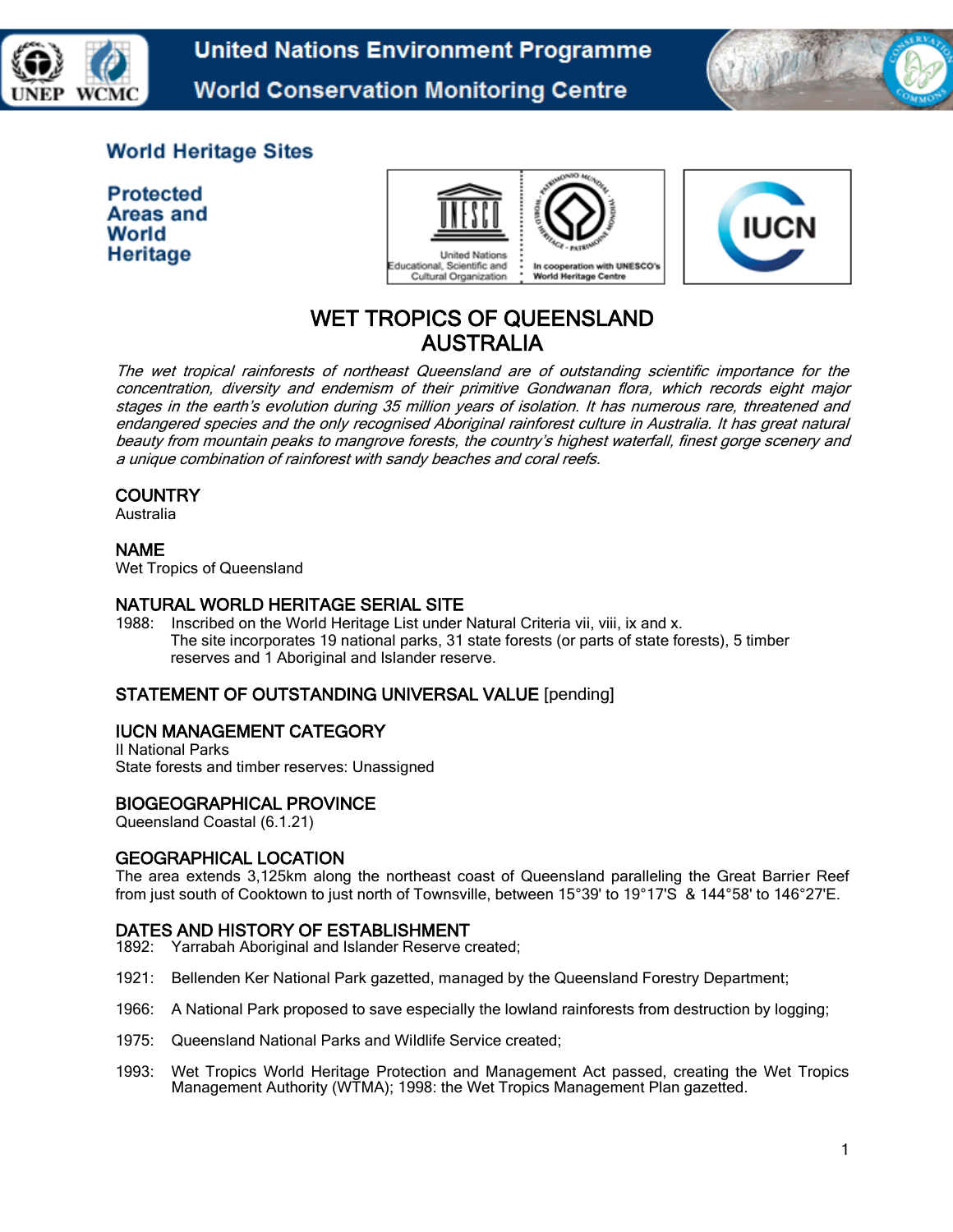United Nations Environment Programme
World Conservation Monitoring Centre

World Heritage Sites

Protected Areas and World Heritage

# WET TROPICS OF QUEENSLAND
# AUSTRALIA

*The wet tropical rainforests of northeast Queensland are of outstanding scientific importance for the concentration, diversity and endemism of their primitive Gondwanan flora, which records eight major stages in the earth's evolution during 35 million years of isolation. It has numerous rare, threatened and endangered species and the only recognised Aboriginal rainforest culture in Australia. It has great natural beauty from mountain peaks to mangrove forests, the country's highest waterfall, finest gorge scenery and a unique combination of rainforest with sandy beaches and coral reefs.*

## COUNTRY

Australia

## NAME

Wet Tropics of Queensland

## NATURAL WORLD HERITAGE SERIAL SITE

1988: Inscribed on the World Heritage List under Natural Criteria vii, viii, ix and x.
The site incorporates 19 national parks, 31 state forests (or parts of state forests), 5 timber reserves and 1 Aboriginal and Islander reserve.

## STATEMENT OF OUTSTANDING UNIVERSAL VALUE [pending]

## IUCN MANAGEMENT CATEGORY

II National Parks
State forests and timber reserves: Unassigned

## BIOGEOGRAPHICAL PROVINCE

Queensland Coastal (6.1.21)

## GEOGRAPHICAL LOCATION

The area extends 3,125km along the northeast coast of Queensland paralleling the Great Barrier Reef from just south of Cooktown to just north of Townsville, between 15°39' to 19°17'S & 144°58' to 146°27'E.

## DATES AND HISTORY OF ESTABLISHMENT

1892: Yarrabah Aboriginal and Islander Reserve created;

1921: Bellenden Ker National Park gazetted, managed by the Queensland Forestry Department;

1966: A National Park proposed to save especially the lowland rainforests from destruction by logging;

1975: Queensland National Parks and Wildlife Service created;

1993: Wet Tropics World Heritage Protection and Management Act passed, creating the Wet Tropics Management Authority (WTMA); 1998: the Wet Tropics Management Plan gazetted.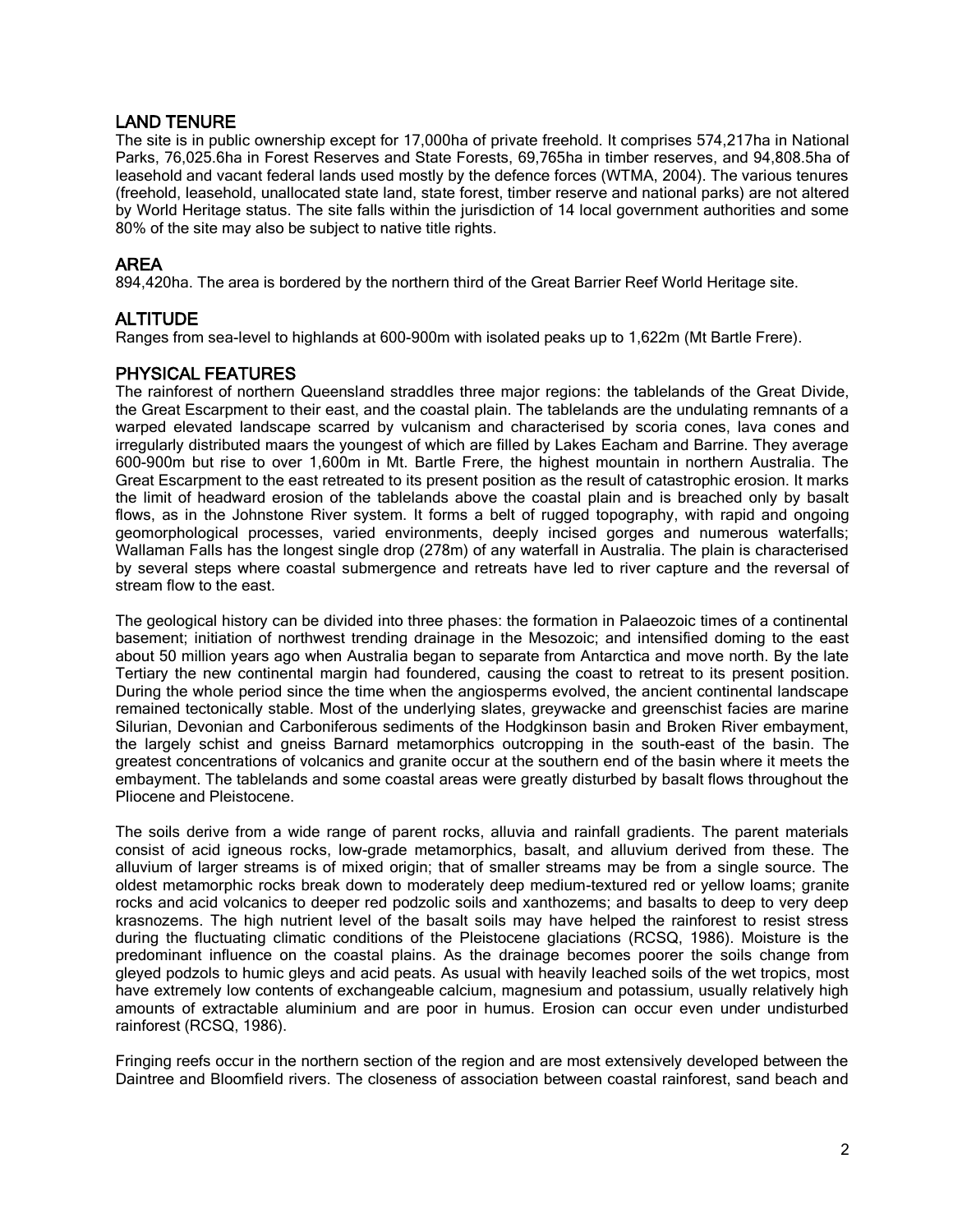## LAND TENURE

The site is in public ownership except for 17,000ha of private freehold. It comprises 574,217ha in National Parks, 76,025.6ha in Forest Reserves and State Forests, 69,765ha in timber reserves, and 94,808.5ha of leasehold and vacant federal lands used mostly by the defence forces (WTMA, 2004). The various tenures (freehold, leasehold, unallocated state land, state forest, timber reserve and national parks) are not altered by World Heritage status. The site falls within the jurisdiction of 14 local government authorities and some 80% of the site may also be subject to native title rights.

## AREA

894,420ha. The area is bordered by the northern third of the Great Barrier Reef World Heritage site.

## ALTITUDE

Ranges from sea-level to highlands at 600-900m with isolated peaks up to 1,622m (Mt Bartle Frere).

## PHYSICAL FEATURES

The rainforest of northern Queensland straddles three major regions: the tablelands of the Great Divide, the Great Escarpment to their east, and the coastal plain. The tablelands are the undulating remnants of a warped elevated landscape scarred by vulcanism and characterised by scoria cones, lava cones and irregularly distributed maars the youngest of which are filled by Lakes Eacham and Barrine. They average 600-900m but rise to over 1,600m in Mt. Bartle Frere, the highest mountain in northern Australia. The Great Escarpment to the east retreated to its present position as the result of catastrophic erosion. It marks the limit of headward erosion of the tablelands above the coastal plain and is breached only by basalt flows, as in the Johnstone River system. It forms a belt of rugged topography, with rapid and ongoing geomorphological processes, varied environments, deeply incised gorges and numerous waterfalls; Wallaman Falls has the longest single drop (278m) of any waterfall in Australia. The plain is characterised by several steps where coastal submergence and retreats have led to river capture and the reversal of stream flow to the east.

The geological history can be divided into three phases: the formation in Palaeozoic times of a continental basement; initiation of northwest trending drainage in the Mesozoic; and intensified doming to the east about 50 million years ago when Australia began to separate from Antarctica and move north. By the late Tertiary the new continental margin had foundered, causing the coast to retreat to its present position. During the whole period since the time when the angiosperms evolved, the ancient continental landscape remained tectonically stable. Most of the underlying slates, greywacke and greenschist facies are marine Silurian, Devonian and Carboniferous sediments of the Hodgkinson basin and Broken River embayment, the largely schist and gneiss Barnard metamorphics outcropping in the south-east of the basin. The greatest concentrations of volcanics and granite occur at the southern end of the basin where it meets the embayment. The tablelands and some coastal areas were greatly disturbed by basalt flows throughout the Pliocene and Pleistocene.

The soils derive from a wide range of parent rocks, alluvia and rainfall gradients. The parent materials consist of acid igneous rocks, low-grade metamorphics, basalt, and alluvium derived from these. The alluvium of larger streams is of mixed origin; that of smaller streams may be from a single source. The oldest metamorphic rocks break down to moderately deep medium-textured red or yellow loams; granite rocks and acid volcanics to deeper red podzolic soils and xanthozems; and basalts to deep to very deep krasnozems. The high nutrient level of the basalt soils may have helped the rainforest to resist stress during the fluctuating climatic conditions of the Pleistocene glaciations (RCSQ, 1986). Moisture is the predominant influence on the coastal plains. As the drainage becomes poorer the soils change from gleyed podzols to humic gleys and acid peats. As usual with heavily leached soils of the wet tropics, most have extremely low contents of exchangeable calcium, magnesium and potassium, usually relatively high amounts of extractable aluminium and are poor in humus. Erosion can occur even under undisturbed rainforest (RCSQ, 1986).

Fringing reefs occur in the northern section of the region and are most extensively developed between the Daintree and Bloomfield rivers. The closeness of association between coastal rainforest, sand beach and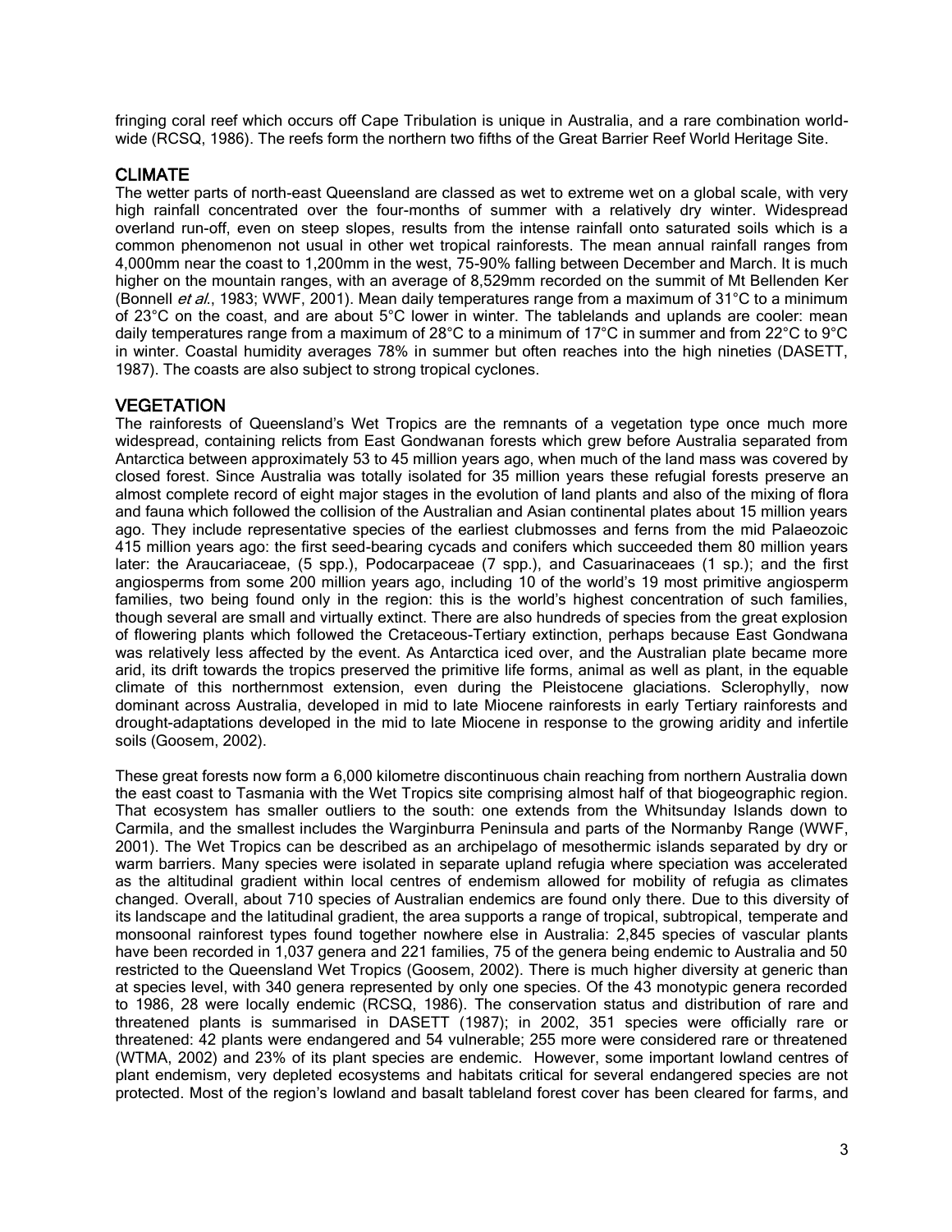fringing coral reef which occurs off Cape Tribulation is unique in Australia, and a rare combination world-wide (RCSQ, 1986). The reefs form the northern two fifths of the Great Barrier Reef World Heritage Site.

## CLIMATE

The wetter parts of north-east Queensland are classed as wet to extreme wet on a global scale, with very high rainfall concentrated over the four-months of summer with a relatively dry winter. Widespread overland run-off, even on steep slopes, results from the intense rainfall onto saturated soils which is a common phenomenon not usual in other wet tropical rainforests. The mean annual rainfall ranges from 4,000mm near the coast to 1,200mm in the west, 75-90% falling between December and March. It is much higher on the mountain ranges, with an average of 8,529mm recorded on the summit of Mt Bellenden Ker (Bonnell *et al.*, 1983; WWF, 2001). Mean daily temperatures range from a maximum of 31°C to a minimum of 23°C on the coast, and are about 5°C lower in winter. The tablelands and uplands are cooler: mean daily temperatures range from a maximum of 28°C to a minimum of 17°C in summer and from 22°C to 9°C in winter. Coastal humidity averages 78% in summer but often reaches into the high nineties (DASETT, 1987). The coasts are also subject to strong tropical cyclones.

## VEGETATION

The rainforests of Queensland's Wet Tropics are the remnants of a vegetation type once much more widespread, containing relicts from East Gondwanan forests which grew before Australia separated from Antarctica between approximately 53 to 45 million years ago, when much of the land mass was covered by closed forest. Since Australia was totally isolated for 35 million years these refugial forests preserve an almost complete record of eight major stages in the evolution of land plants and also of the mixing of flora and fauna which followed the collision of the Australian and Asian continental plates about 15 million years ago. They include representative species of the earliest clubmosses and ferns from the mid Palaeozoic 415 million years ago: the first seed-bearing cycads and conifers which succeeded them 80 million years later: the Araucariaceae, (5 spp.), Podocarpaceae (7 spp.), and Casuarinaceaes (1 sp.); and the first angiosperms from some 200 million years ago, including 10 of the world's 19 most primitive angiosperm families, two being found only in the region: this is the world's highest concentration of such families, though several are small and virtually extinct. There are also hundreds of species from the great explosion of flowering plants which followed the Cretaceous-Tertiary extinction, perhaps because East Gondwana was relatively less affected by the event. As Antarctica iced over, and the Australian plate became more arid, its drift towards the tropics preserved the primitive life forms, animal as well as plant, in the equable climate of this northernmost extension, even during the Pleistocene glaciations. Sclerophylly, now dominant across Australia, developed in mid to late Miocene rainforests in early Tertiary rainforests and drought-adaptations developed in the mid to late Miocene in response to the growing aridity and infertile soils (Goosem, 2002).

These great forests now form a 6,000 kilometre discontinuous chain reaching from northern Australia down the east coast to Tasmania with the Wet Tropics site comprising almost half of that biogeographic region. That ecosystem has smaller outliers to the south: one extends from the Whitsunday Islands down to Carmila, and the smallest includes the Warginburra Peninsula and parts of the Normanby Range (WWF, 2001). The Wet Tropics can be described as an archipelago of mesothermic islands separated by dry or warm barriers. Many species were isolated in separate upland refugia where speciation was accelerated as the altitudinal gradient within local centres of endemism allowed for mobility of refugia as climates changed. Overall, about 710 species of Australian endemics are found only there. Due to this diversity of its landscape and the latitudinal gradient, the area supports a range of tropical, subtropical, temperate and monsoonal rainforest types found together nowhere else in Australia: 2,845 species of vascular plants have been recorded in 1,037 genera and 221 families, 75 of the genera being endemic to Australia and 50 restricted to the Queensland Wet Tropics (Goosem, 2002). There is much higher diversity at generic than at species level, with 340 genera represented by only one species. Of the 43 monotypic genera recorded to 1986, 28 were locally endemic (RCSQ, 1986). The conservation status and distribution of rare and threatened plants is summarised in DASETT (1987); in 2002, 351 species were officially rare or threatened: 42 plants were endangered and 54 vulnerable; 255 more were considered rare or threatened (WTMA, 2002) and 23% of its plant species are endemic. However, some important lowland centres of plant endemism, very depleted ecosystems and habitats critical for several endangered species are not protected. Most of the region's lowland and basalt tableland forest cover has been cleared for farms, and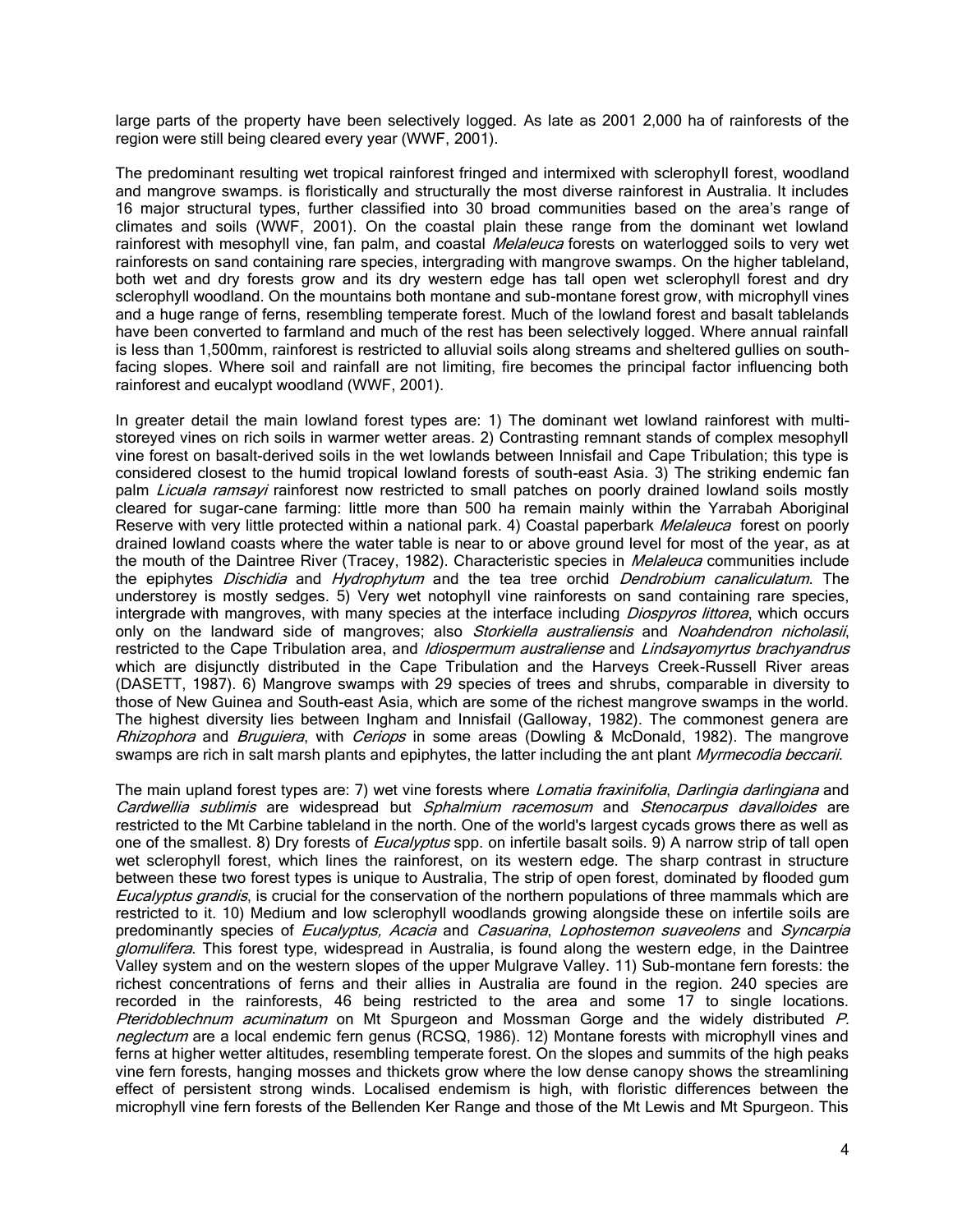large parts of the property have been selectively logged. As late as 2001 2,000 ha of rainforests of the region were still being cleared every year (WWF, 2001).

The predominant resulting wet tropical rainforest fringed and intermixed with sclerophyll forest, woodland and mangrove swamps. is floristically and structurally the most diverse rainforest in Australia. It includes 16 major structural types, further classified into 30 broad communities based on the area's range of climates and soils (WWF, 2001). On the coastal plain these range from the dominant wet lowland rainforest with mesophyll vine, fan palm, and coastal *Melaleuca* forests on waterlogged soils to very wet rainforests on sand containing rare species, intergrading with mangrove swamps. On the higher tableland, both wet and dry forests grow and its dry western edge has tall open wet sclerophyll forest and dry sclerophyll woodland. On the mountains both montane and sub-montane forest grow, with microphyll vines and a huge range of ferns, resembling temperate forest. Much of the lowland forest and basalt tablelands have been converted to farmland and much of the rest has been selectively logged. Where annual rainfall is less than 1,500mm, rainforest is restricted to alluvial soils along streams and sheltered gullies on south-facing slopes. Where soil and rainfall are not limiting, fire becomes the principal factor influencing both rainforest and eucalypt woodland (WWF, 2001).

In greater detail the main lowland forest types are: 1) The dominant wet lowland rainforest with multi-storeyed vines on rich soils in warmer wetter areas. 2) Contrasting remnant stands of complex mesophyll vine forest on basalt-derived soils in the wet lowlands between Innisfail and Cape Tribulation; this type is considered closest to the humid tropical lowland forests of south-east Asia. 3) The striking endemic fan palm *Licuala ramsayi* rainforest now restricted to small patches on poorly drained lowland soils mostly cleared for sugar-cane farming: little more than 500 ha remain mainly within the Yarrabah Aboriginal Reserve with very little protected within a national park. 4) Coastal paperbark *Melaleuca* forest on poorly drained lowland coasts where the water table is near to or above ground level for most of the year, as at the mouth of the Daintree River (Tracey, 1982). Characteristic species in *Melaleuca* communities include the epiphytes *Dischidia* and *Hydrophytum* and the tea tree orchid *Dendrobium canaliculatum*. The understorey is mostly sedges. 5) Very wet notophyll vine rainforests on sand containing rare species, intergrade with mangroves, with many species at the interface including *Diospyros littorea*, which occurs only on the landward side of mangroves; also *Storkiella australiensis* and *Noahdendron nicholasii*, restricted to the Cape Tribulation area, and *Idiospermum australiense* and *Lindsayomyrtus brachyandrus* which are disjunctly distributed in the Cape Tribulation and the Harveys Creek-Russell River areas (DASETT, 1987). 6) Mangrove swamps with 29 species of trees and shrubs, comparable in diversity to those of New Guinea and South-east Asia, which are some of the richest mangrove swamps in the world. The highest diversity lies between Ingham and Innisfail (Galloway, 1982). The commonest genera are *Rhizophora* and *Bruguiera*, with *Ceriops* in some areas (Dowling & McDonald, 1982). The mangrove swamps are rich in salt marsh plants and epiphytes, the latter including the ant plant *Myrmecodia beccarii*.

The main upland forest types are: 7) wet vine forests where *Lomatia fraxinifolia*, *Darlingia darlingiana* and *Cardwellia sublimis* are widespread but *Sphalmium racemosum* and *Stenocarpus davalloides* are restricted to the Mt Carbine tableland in the north. One of the world's largest cycads grows there as well as one of the smallest. 8) Dry forests of *Eucalyptus* spp. on infertile basalt soils. 9) A narrow strip of tall open wet sclerophyll forest, which lines the rainforest, on its western edge. The sharp contrast in structure between these two forest types is unique to Australia, The strip of open forest, dominated by flooded gum *Eucalyptus grandis*, is crucial for the conservation of the northern populations of three mammals which are restricted to it. 10) Medium and low sclerophyll woodlands growing alongside these on infertile soils are predominantly species of *Eucalyptus, Acacia* and *Casuarina*, *Lophostemon suaveolens* and *Syncarpia glomulifera*. This forest type, widespread in Australia, is found along the western edge, in the Daintree Valley system and on the western slopes of the upper Mulgrave Valley. 11) Sub-montane fern forests: the richest concentrations of ferns and their allies in Australia are found in the region. 240 species are recorded in the rainforests, 46 being restricted to the area and some 17 to single locations. *Pteridoblechnum acuminatum* on Mt Spurgeon and Mossman Gorge and the widely distributed *P. neglectum* are a local endemic fern genus (RCSQ, 1986). 12) Montane forests with microphyll vines and ferns at higher wetter altitudes, resembling temperate forest. On the slopes and summits of the high peaks vine fern forests, hanging mosses and thickets grow where the low dense canopy shows the streamlining effect of persistent strong winds. Localised endemism is high, with floristic differences between the microphyll vine fern forests of the Bellenden Ker Range and those of the Mt Lewis and Mt Spurgeon. This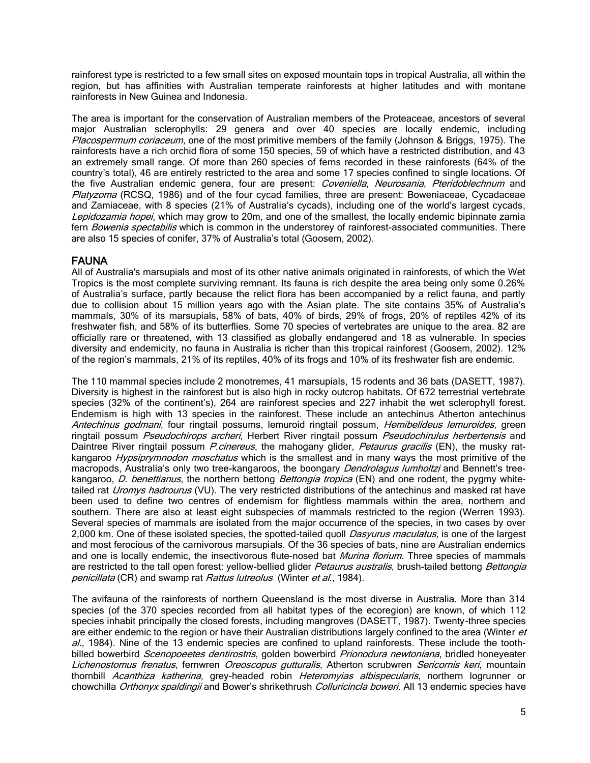rainforest type is restricted to a few small sites on exposed mountain tops in tropical Australia, all within the region, but has affinities with Australian temperate rainforests at higher latitudes and with montane rainforests in New Guinea and Indonesia.

The area is important for the conservation of Australian members of the Proteaceae, ancestors of several major Australian sclerophylls: 29 genera and over 40 species are locally endemic, including *Placospermum coriaceum*, one of the most primitive members of the family (Johnson & Briggs, 1975). The rainforests have a rich orchid flora of some 150 species, 59 of which have a restricted distribution, and 43 an extremely small range. Of more than 260 species of ferns recorded in these rainforests (64% of the country's total), 46 are entirely restricted to the area and some 17 species confined to single locations. Of the five Australian endemic genera, four are present: *Coveniella*, *Neurosania*, *Pteridoblechnum* and *Platyzoma* (RCSQ, 1986) and of the four cycad families, three are present: Boweniaceae, Cycadaceae and Zamiaceae, with 8 species (21% of Australia's cycads), including one of the world's largest cycads, *Lepidozamia hopei*, which may grow to 20m, and one of the smallest, the locally endemic bipinnate zamia fern *Bowenia spectabilis* which is common in the understorey of rainforest-associated communities. There are also 15 species of conifer, 37% of Australia's total (Goosem, 2002).

## FAUNA

All of Australia's marsupials and most of its other native animals originated in rainforests, of which the Wet Tropics is the most complete surviving remnant. Its fauna is rich despite the area being only some 0.26% of Australia's surface, partly because the relict flora has been accompanied by a relict fauna, and partly due to collision about 15 million years ago with the Asian plate. The site contains 35% of Australia's mammals, 30% of its marsupials, 58% of bats, 40% of birds, 29% of frogs, 20% of reptiles 42% of its freshwater fish, and 58% of its butterflies. Some 70 species of vertebrates are unique to the area. 82 are officially rare or threatened, with 13 classified as globally endangered and 18 as vulnerable. In species diversity and endemicity, no fauna in Australia is richer than this tropical rainforest (Goosem, 2002). 12% of the region's mammals, 21% of its reptiles, 40% of its frogs and 10% of its freshwater fish are endemic.

The 110 mammal species include 2 monotremes, 41 marsupials, 15 rodents and 36 bats (DASETT, 1987). Diversity is highest in the rainforest but is also high in rocky outcrop habitats. Of 672 terrestrial vertebrate species (32% of the continent's), 264 are rainforest species and 227 inhabit the wet sclerophyll forest. Endemism is high with 13 species in the rainforest. These include an antechinus Atherton antechinus *Antechinus godmani*, four ringtail possums, lemuroid ringtail possum, *Hemibelideus lemuroides,* green ringtail possum *Pseudochirops archeri,* Herbert River ringtail possum *Pseudochirulus herbertensis* and Daintree River ringtail possum *P.cinereus*, the mahogany glider, *Petaurus gracilis* (EN), the musky rat-kangaroo *Hypsiprymnodon moschatus* which is the smallest and in many ways the most primitive of the macropods, Australia's only two tree-kangaroos, the boongary *Dendrolagus lumholtzi* and Bennett's tree-kangaroo, *D. benettianus*, the northern bettong *Bettongia tropica* (EN) and one rodent, the pygmy white-tailed rat *Uromys hadrourus* (VU). The very restricted distributions of the antechinus and masked rat have been used to define two centres of endemism for flightless mammals within the area, northern and southern. There are also at least eight subspecies of mammals restricted to the region (Werren 1993). Several species of mammals are isolated from the major occurrence of the species, in two cases by over 2,000 km. One of these isolated species, the spotted-tailed quoll *Dasyurus maculatus,* is one of the largest and most ferocious of the carnivorous marsupials. Of the 36 species of bats, nine are Australian endemics and one is locally endemic, the insectivorous flute-nosed bat *Murina florium*. Three species of mammals are restricted to the tall open forest: yellow-bellied glider *Petaurus australis*, brush-tailed bettong *Bettongia penicillata* (CR) and swamp rat *Rattus lutreolus* (Winter *et al*., 1984).

The avifauna of the rainforests of northern Queensland is the most diverse in Australia. More than 314 species (of the 370 species recorded from all habitat types of the ecoregion) are known, of which 112 species inhabit principally the closed forests, including mangroves (DASETT, 1987). Twenty-three species are either endemic to the region or have their Australian distributions largely confined to the area (Winter *et al*., 1984). Nine of the 13 endemic species are confined to upland rainforests. These include the tooth-billed bowerbird *Scenopoeetes dentirostris*, golden bowerbird *Prionodura newtoniana*, bridled honeyeater *Lichenostomus frenatus*, fernwren *Oreoscopus gutturalis*, Atherton scrubwren *Sericornis keri*, mountain thornbill *Acanthiza katherina*, grey-headed robin *Heteromyias albispecularis*, northern logrunner or chowchilla *Orthonyx spaldingii* and Bower's shrikethrush *Colluricincla boweri*. All 13 endemic species have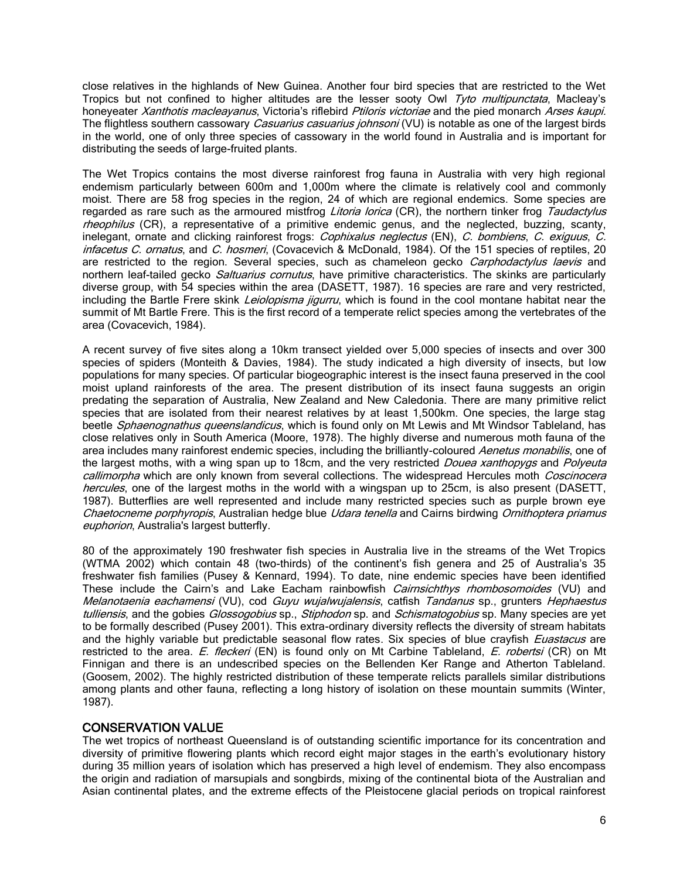close relatives in the highlands of New Guinea. Another four bird species that are restricted to the Wet Tropics but not confined to higher altitudes are the lesser sooty Owl *Tyto multipunctata*, Macleay's honeyeater *Xanthotis macleayanus*, Victoria's riflebird *Ptiloris victoriae* and the pied monarch *Arses kaupi*. The flightless southern cassowary *Casuarius casuarius johnsoni* (VU) is notable as one of the largest birds in the world, one of only three species of cassowary in the world found in Australia and is important for distributing the seeds of large-fruited plants.

The Wet Tropics contains the most diverse rainforest frog fauna in Australia with very high regional endemism particularly between 600m and 1,000m where the climate is relatively cool and commonly moist. There are 58 frog species in the region, 24 of which are regional endemics. Some species are regarded as rare such as the armoured mistfrog *Litoria lorica* (CR), the northern tinker frog *Taudactylus rheophilus* (CR), a representative of a primitive endemic genus, and the neglected, buzzing, scanty, inelegant, ornate and clicking rainforest frogs: *Cophixalus neglectus* (EN), *C. bombiens*, *C. exiguus*, *C. infacetus C. ornatus*, and *C. hosmeri*, (Covacevich & McDonald, 1984). Of the 151 species of reptiles, 20 are restricted to the region. Several species, such as chameleon gecko *Carphodactylus laevis* and northern leaf-tailed gecko *Saltuarius cornutus*, have primitive characteristics. The skinks are particularly diverse group, with 54 species within the area (DASETT, 1987). 16 species are rare and very restricted, including the Bartle Frere skink *Leiolopisma jigurru*, which is found in the cool montane habitat near the summit of Mt Bartle Frere. This is the first record of a temperate relict species among the vertebrates of the area (Covacevich, 1984).

A recent survey of five sites along a 10km transect yielded over 5,000 species of insects and over 300 species of spiders (Monteith & Davies, 1984). The study indicated a high diversity of insects, but low populations for many species. Of particular biogeographic interest is the insect fauna preserved in the cool moist upland rainforests of the area. The present distribution of its insect fauna suggests an origin predating the separation of Australia, New Zealand and New Caledonia. There are many primitive relict species that are isolated from their nearest relatives by at least 1,500km. One species, the large stag beetle *Sphaenognathus queenslandicus*, which is found only on Mt Lewis and Mt Windsor Tableland, has close relatives only in South America (Moore, 1978). The highly diverse and numerous moth fauna of the area includes many rainforest endemic species, including the brilliantly-coloured *Aenetus monabilis*, one of the largest moths, with a wing span up to 18cm, and the very restricted *Douea xanthopygs* and *Polyeuta callimorpha* which are only known from several collections. The widespread Hercules moth *Coscinocera hercules*, one of the largest moths in the world with a wingspan up to 25cm, is also present (DASETT, 1987). Butterflies are well represented and include many restricted species such as purple brown eye *Chaetocneme porphyropis*, Australian hedge blue *Udara tenella* and Cairns birdwing *Ornithoptera priamus euphorion*, Australia's largest butterfly.

80 of the approximately 190 freshwater fish species in Australia live in the streams of the Wet Tropics (WTMA 2002) which contain 48 (two-thirds) of the continent's fish genera and 25 of Australia's 35 freshwater fish families (Pusey & Kennard, 1994). To date, nine endemic species have been identified These include the Cairn's and Lake Eacham rainbowfish *Cairnsichthys rhombosomoides* (VU) and *Melanotaenia eachamensi* (VU), cod *Guyu wujalwujalensis*, catfish *Tandanus* sp., grunters *Hephaestus tulliensis*, and the gobies *Glossogobius* sp., *Stiphodon* sp. and *Schismatogobius* sp. Many species are yet to be formally described (Pusey 2001). This extra-ordinary diversity reflects the diversity of stream habitats and the highly variable but predictable seasonal flow rates. Six species of blue crayfish *Euastacus* are restricted to the area. *E. fleckeri* (EN) is found only on Mt Carbine Tableland, *E. robertsi* (CR) on Mt Finnigan and there is an undescribed species on the Bellenden Ker Range and Atherton Tableland. (Goosem, 2002). The highly restricted distribution of these temperate relicts parallels similar distributions among plants and other fauna, reflecting a long history of isolation on these mountain summits (Winter, 1987).

## CONSERVATION VALUE

The wet tropics of northeast Queensland is of outstanding scientific importance for its concentration and diversity of primitive flowering plants which record eight major stages in the earth's evolutionary history during 35 million years of isolation which has preserved a high level of endemism. They also encompass the origin and radiation of marsupials and songbirds, mixing of the continental biota of the Australian and Asian continental plates, and the extreme effects of the Pleistocene glacial periods on tropical rainforest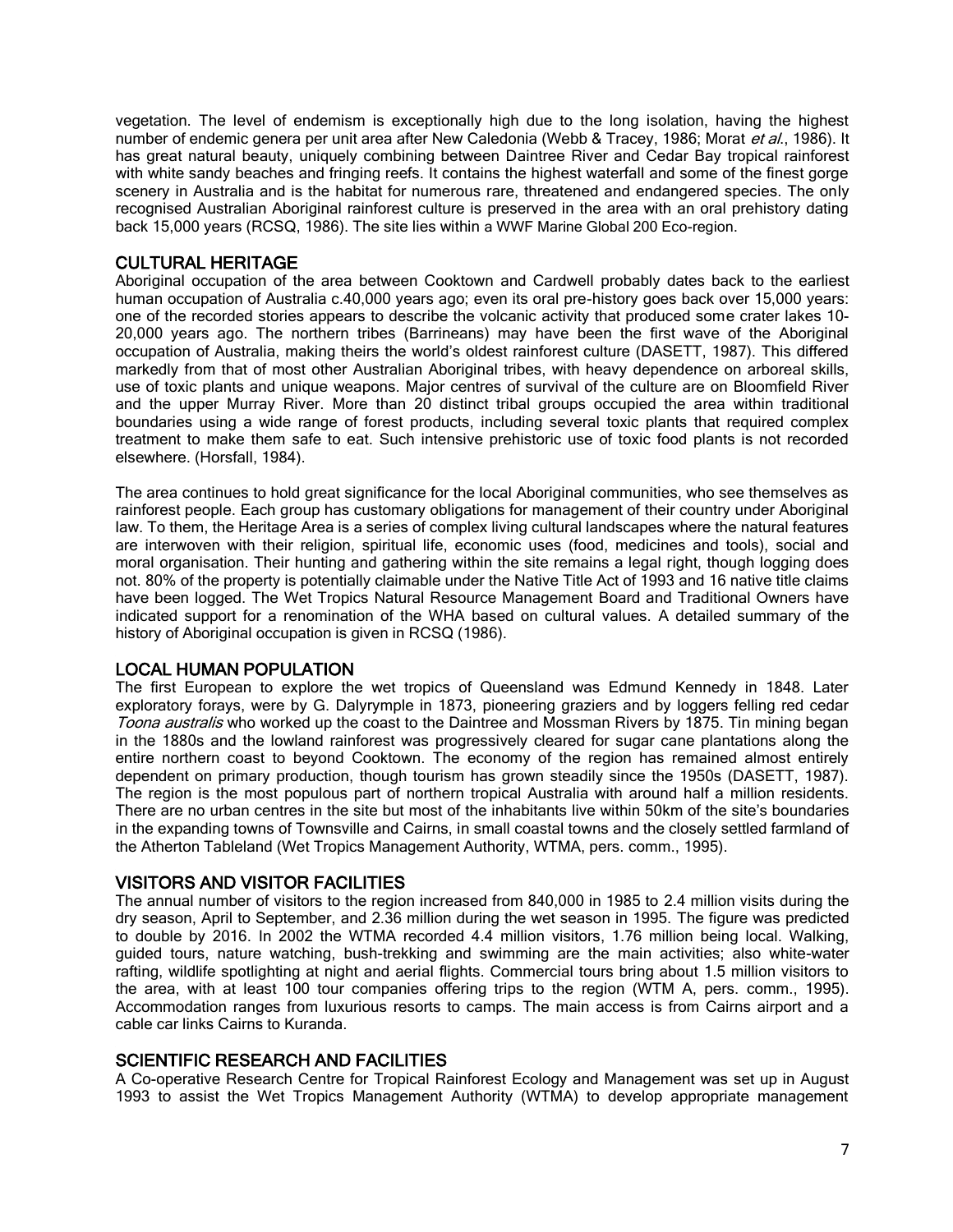vegetation. The level of endemism is exceptionally high due to the long isolation, having the highest number of endemic genera per unit area after New Caledonia (Webb & Tracey, 1986; Morat *et al.*, 1986). It has great natural beauty, uniquely combining between Daintree River and Cedar Bay tropical rainforest with white sandy beaches and fringing reefs. It contains the highest waterfall and some of the finest gorge scenery in Australia and is the habitat for numerous rare, threatened and endangered species. The only recognised Australian Aboriginal rainforest culture is preserved in the area with an oral prehistory dating back 15,000 years (RCSQ, 1986). The site lies within a WWF Marine Global 200 Eco-region.

## CULTURAL HERITAGE

Aboriginal occupation of the area between Cooktown and Cardwell probably dates back to the earliest human occupation of Australia c.40,000 years ago; even its oral pre-history goes back over 15,000 years: one of the recorded stories appears to describe the volcanic activity that produced some crater lakes 10-20,000 years ago. The northern tribes (Barrineans) may have been the first wave of the Aboriginal occupation of Australia, making theirs the world's oldest rainforest culture (DASETT, 1987). This differed markedly from that of most other Australian Aboriginal tribes, with heavy dependence on arboreal skills, use of toxic plants and unique weapons. Major centres of survival of the culture are on Bloomfield River and the upper Murray River. More than 20 distinct tribal groups occupied the area within traditional boundaries using a wide range of forest products, including several toxic plants that required complex treatment to make them safe to eat. Such intensive prehistoric use of toxic food plants is not recorded elsewhere. (Horsfall, 1984).

The area continues to hold great significance for the local Aboriginal communities, who see themselves as rainforest people. Each group has customary obligations for management of their country under Aboriginal law. To them, the Heritage Area is a series of complex living cultural landscapes where the natural features are interwoven with their religion, spiritual life, economic uses (food, medicines and tools), social and moral organisation. Their hunting and gathering within the site remains a legal right, though logging does not. 80% of the property is potentially claimable under the Native Title Act of 1993 and 16 native title claims have been logged. The Wet Tropics Natural Resource Management Board and Traditional Owners have indicated support for a renomination of the WHA based on cultural values. A detailed summary of the history of Aboriginal occupation is given in RCSQ (1986).

## LOCAL HUMAN POPULATION

The first European to explore the wet tropics of Queensland was Edmund Kennedy in 1848. Later exploratory forays, were by G. Dalyrymple in 1873, pioneering graziers and by loggers felling red cedar *Toona australis* who worked up the coast to the Daintree and Mossman Rivers by 1875. Tin mining began in the 1880s and the lowland rainforest was progressively cleared for sugar cane plantations along the entire northern coast to beyond Cooktown. The economy of the region has remained almost entirely dependent on primary production, though tourism has grown steadily since the 1950s (DASETT, 1987). The region is the most populous part of northern tropical Australia with around half a million residents. There are no urban centres in the site but most of the inhabitants live within 50km of the site's boundaries in the expanding towns of Townsville and Cairns, in small coastal towns and the closely settled farmland of the Atherton Tableland (Wet Tropics Management Authority, WTMA, pers. comm., 1995).

## VISITORS AND VISITOR FACILITIES

The annual number of visitors to the region increased from 840,000 in 1985 to 2.4 million visits during the dry season, April to September, and 2.36 million during the wet season in 1995. The figure was predicted to double by 2016. In 2002 the WTMA recorded 4.4 million visitors, 1.76 million being local. Walking, guided tours, nature watching, bush-trekking and swimming are the main activities; also white-water rafting, wildlife spotlighting at night and aerial flights. Commercial tours bring about 1.5 million visitors to the area, with at least 100 tour companies offering trips to the region (WTM A, pers. comm., 1995). Accommodation ranges from luxurious resorts to camps. The main access is from Cairns airport and a cable car links Cairns to Kuranda.

## SCIENTIFIC RESEARCH AND FACILITIES

A Co-operative Research Centre for Tropical Rainforest Ecology and Management was set up in August 1993 to assist the Wet Tropics Management Authority (WTMA) to develop appropriate management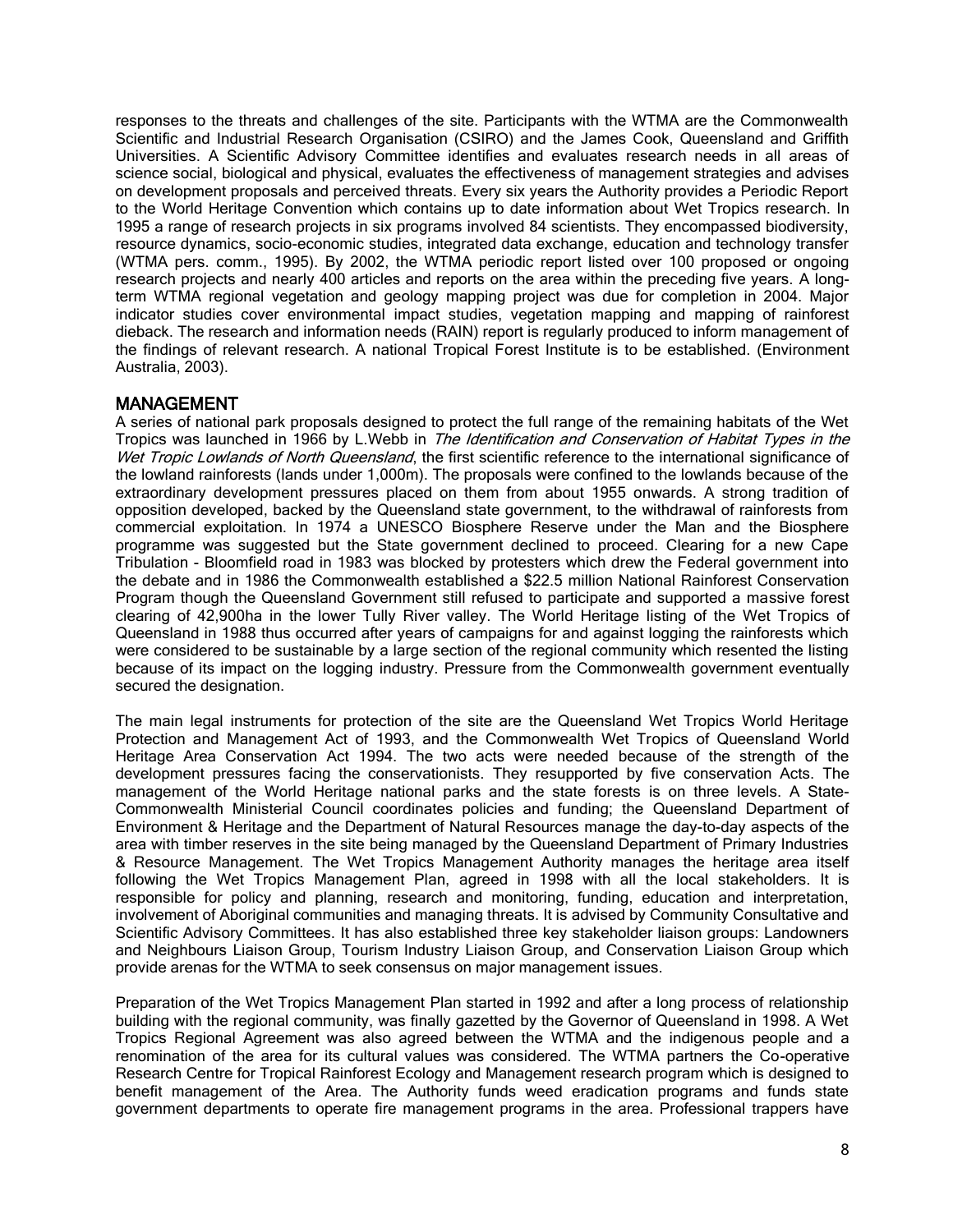responses to the threats and challenges of the site. Participants with the WTMA are the Commonwealth Scientific and Industrial Research Organisation (CSIRO) and the James Cook, Queensland and Griffith Universities. A Scientific Advisory Committee identifies and evaluates research needs in all areas of science social, biological and physical, evaluates the effectiveness of management strategies and advises on development proposals and perceived threats. Every six years the Authority provides a Periodic Report to the World Heritage Convention which contains up to date information about Wet Tropics research. In 1995 a range of research projects in six programs involved 84 scientists. They encompassed biodiversity, resource dynamics, socio-economic studies, integrated data exchange, education and technology transfer (WTMA pers. comm., 1995). By 2002, the WTMA periodic report listed over 100 proposed or ongoing research projects and nearly 400 articles and reports on the area within the preceding five years. A long-term WTMA regional vegetation and geology mapping project was due for completion in 2004. Major indicator studies cover environmental impact studies, vegetation mapping and mapping of rainforest dieback. The research and information needs (RAIN) report is regularly produced to inform management of the findings of relevant research. A national Tropical Forest Institute is to be established. (Environment Australia, 2003).

## MANAGEMENT

A series of national park proposals designed to protect the full range of the remaining habitats of the Wet Tropics was launched in 1966 by L.Webb in *The Identification and Conservation of Habitat Types in the Wet Tropic Lowlands of North Queensland*, the first scientific reference to the international significance of the lowland rainforests (lands under 1,000m). The proposals were confined to the lowlands because of the extraordinary development pressures placed on them from about 1955 onwards. A strong tradition of opposition developed, backed by the Queensland state government, to the withdrawal of rainforests from commercial exploitation. In 1974 a UNESCO Biosphere Reserve under the Man and the Biosphere programme was suggested but the State government declined to proceed. Clearing for a new Cape Tribulation - Bloomfield road in 1983 was blocked by protesters which drew the Federal government into the debate and in 1986 the Commonwealth established a $22.5 million National Rainforest Conservation Program though the Queensland Government still refused to participate and supported a massive forest clearing of 42,900ha in the lower Tully River valley. The World Heritage listing of the Wet Tropics of Queensland in 1988 thus occurred after years of campaigns for and against logging the rainforests which were considered to be sustainable by a large section of the regional community which resented the listing because of its impact on the logging industry. Pressure from the Commonwealth government eventually secured the designation.

The main legal instruments for protection of the site are the Queensland Wet Tropics World Heritage Protection and Management Act of 1993, and the Commonwealth Wet Tropics of Queensland World Heritage Area Conservation Act 1994. The two acts were needed because of the strength of the development pressures facing the conservationists. They resupported by five conservation Acts. The management of the World Heritage national parks and the state forests is on three levels. A State-Commonwealth Ministerial Council coordinates policies and funding; the Queensland Department of Environment & Heritage and the Department of Natural Resources manage the day-to-day aspects of the area with timber reserves in the site being managed by the Queensland Department of Primary Industries & Resource Management. The Wet Tropics Management Authority manages the heritage area itself following the Wet Tropics Management Plan, agreed in 1998 with all the local stakeholders. It is responsible for policy and planning, research and monitoring, funding, education and interpretation, involvement of Aboriginal communities and managing threats. It is advised by Community Consultative and Scientific Advisory Committees. It has also established three key stakeholder liaison groups: Landowners and Neighbours Liaison Group, Tourism Industry Liaison Group, and Conservation Liaison Group which provide arenas for the WTMA to seek consensus on major management issues.

Preparation of the Wet Tropics Management Plan started in 1992 and after a long process of relationship building with the regional community, was finally gazetted by the Governor of Queensland in 1998. A Wet Tropics Regional Agreement was also agreed between the WTMA and the indigenous people and a renomination of the area for its cultural values was considered. The WTMA partners the Co-operative Research Centre for Tropical Rainforest Ecology and Management research program which is designed to benefit management of the Area. The Authority funds weed eradication programs and funds state government departments to operate fire management programs in the area. Professional trappers have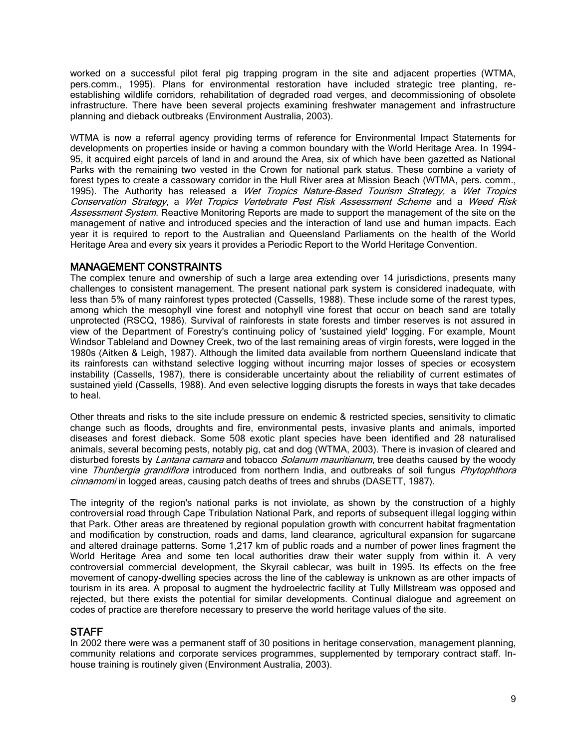worked on a successful pilot feral pig trapping program in the site and adjacent properties (WTMA, pers.comm., 1995). Plans for environmental restoration have included strategic tree planting, re-establishing wildlife corridors, rehabilitation of degraded road verges, and decommissioning of obsolete infrastructure. There have been several projects examining freshwater management and infrastructure planning and dieback outbreaks (Environment Australia, 2003).

WTMA is now a referral agency providing terms of reference for Environmental Impact Statements for developments on properties inside or having a common boundary with the World Heritage Area. In 1994-95, it acquired eight parcels of land in and around the Area, six of which have been gazetted as National Parks with the remaining two vested in the Crown for national park status. These combine a variety of forest types to create a cassowary corridor in the Hull River area at Mission Beach (WTMA, pers. comm., 1995). The Authority has released a *Wet Tropics Nature-Based Tourism Strategy,* a *Wet Tropics Conservation Strategy*, a *Wet Tropics Vertebrate Pest Risk Assessment Scheme* and a *Weed Risk Assessment System*. Reactive Monitoring Reports are made to support the management of the site on the management of native and introduced species and the interaction of land use and human impacts. Each year it is required to report to the Australian and Queensland Parliaments on the health of the World Heritage Area and every six years it provides a Periodic Report to the World Heritage Convention.

## MANAGEMENT CONSTRAINTS

The complex tenure and ownership of such a large area extending over 14 jurisdictions, presents many challenges to consistent management. The present national park system is considered inadequate, with less than 5% of many rainforest types protected (Cassells, 1988). These include some of the rarest types, among which the mesophyll vine forest and notophyll vine forest that occur on beach sand are totally unprotected (RSCQ, 1986). Survival of rainforests in state forests and timber reserves is not assured in view of the Department of Forestry's continuing policy of 'sustained yield' logging. For example, Mount Windsor Tableland and Downey Creek, two of the last remaining areas of virgin forests, were logged in the 1980s (Aitken & Leigh, 1987). Although the limited data available from northern Queensland indicate that its rainforests can withstand selective logging without incurring major losses of species or ecosystem instability (Cassells, 1987), there is considerable uncertainty about the reliability of current estimates of sustained yield (Cassells, 1988). And even selective logging disrupts the forests in ways that take decades to heal.

Other threats and risks to the site include pressure on endemic & restricted species, sensitivity to climatic change such as floods, droughts and fire, environmental pests, invasive plants and animals, imported diseases and forest dieback. Some 508 exotic plant species have been identified and 28 naturalised animals, several becoming pests, notably pig, cat and dog (WTMA, 2003). There is invasion of cleared and disturbed forests by *Lantana camara* and tobacco *Solanum mauritianum*, tree deaths caused by the woody vine *Thunbergia grandiflora* introduced from northern India, and outbreaks of soil fungus *Phytophthora cinnamomi* in logged areas, causing patch deaths of trees and shrubs (DASETT, 1987).

The integrity of the region's national parks is not inviolate, as shown by the construction of a highly controversial road through Cape Tribulation National Park, and reports of subsequent illegal logging within that Park. Other areas are threatened by regional population growth with concurrent habitat fragmentation and modification by construction, roads and dams, land clearance, agricultural expansion for sugarcane and altered drainage patterns. Some 1,217 km of public roads and a number of power lines fragment the World Heritage Area and some ten local authorities draw their water supply from within it. A very controversial commercial development, the Skyrail cablecar, was built in 1995. Its effects on the free movement of canopy-dwelling species across the line of the cableway is unknown as are other impacts of tourism in its area. A proposal to augment the hydroelectric facility at Tully Millstream was opposed and rejected, but there exists the potential for similar developments. Continual dialogue and agreement on codes of practice are therefore necessary to preserve the world heritage values of the site.

## STAFF

In 2002 there were was a permanent staff of 30 positions in heritage conservation, management planning, community relations and corporate services programmes, supplemented by temporary contract staff. In-house training is routinely given (Environment Australia, 2003).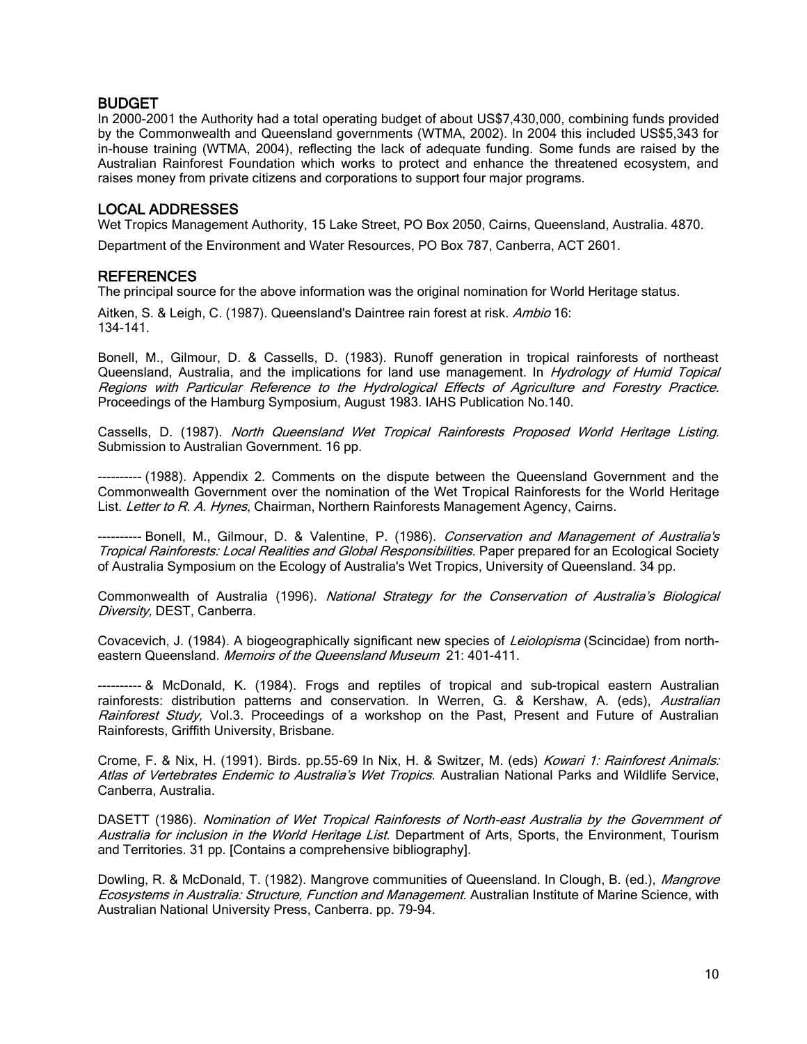## BUDGET

In 2000-2001 the Authority had a total operating budget of about US$7,430,000, combining funds provided by the Commonwealth and Queensland governments (WTMA, 2002). In 2004 this included US$5,343 for in-house training (WTMA, 2004), reflecting the lack of adequate funding. Some funds are raised by the Australian Rainforest Foundation which works to protect and enhance the threatened ecosystem, and raises money from private citizens and corporations to support four major programs.

## LOCAL ADDRESSES

Wet Tropics Management Authority, 15 Lake Street, PO Box 2050, Cairns, Queensland, Australia. 4870.

Department of the Environment and Water Resources, PO Box 787, Canberra, ACT 2601.

## REFERENCES

The principal source for the above information was the original nomination for World Heritage status.

Aitken, S. & Leigh, C. (1987). Queensland's Daintree rain forest at risk. *Ambio* 16: 134-141.

Bonell, M., Gilmour, D. & Cassells, D. (1983). Runoff generation in tropical rainforests of northeast Queensland, Australia, and the implications for land use management. In *Hydrology of Humid Topical Regions with Particular Reference to the Hydrological Effects of Agriculture and Forestry Practice.* Proceedings of the Hamburg Symposium, August 1983. IAHS Publication No.140.

Cassells, D. (1987). *North Queensland Wet Tropical Rainforests Proposed World Heritage Listing*. Submission to Australian Government. 16 pp.

---------- (1988). Appendix 2. Comments on the dispute between the Queensland Government and the Commonwealth Government over the nomination of the Wet Tropical Rainforests for the World Heritage List. *Letter to R. A. Hynes*, Chairman, Northern Rainforests Management Agency, Cairns.

---------- Bonell, M., Gilmour, D. & Valentine, P. (1986). *Conservation and Management of Australia's Tropical Rainforests: Local Realities and Global Responsibilities.* Paper prepared for an Ecological Society of Australia Symposium on the Ecology of Australia's Wet Tropics, University of Queensland. 34 pp.

Commonwealth of Australia (1996). *National Strategy for the Conservation of Australia's Biological Diversity,* DEST, Canberra.

Covacevich, J. (1984). A biogeographically significant new species of *Leiolopisma* (Scincidae) from north-eastern Queensland. *Memoirs of the Queensland Museum* 21: 401-411.

---------- & McDonald, K. (1984). Frogs and reptiles of tropical and sub-tropical eastern Australian rainforests: distribution patterns and conservation. In Werren, G. & Kershaw, A. (eds), *Australian Rainforest Study,* Vol.3. Proceedings of a workshop on the Past, Present and Future of Australian Rainforests, Griffith University, Brisbane.

Crome, F. & Nix, H. (1991). Birds. pp.55-69 In Nix, H. & Switzer, M. (eds) *Kowari 1: Rainforest Animals: Atlas of Vertebrates Endemic to Australia's Wet Tropics.* Australian National Parks and Wildlife Service, Canberra, Australia.

DASETT (1986). *Nomination of Wet Tropical Rainforests of North-east Australia by the Government of Australia for inclusion in the World Heritage List.* Department of Arts, Sports, the Environment, Tourism and Territories. 31 pp. [Contains a comprehensive bibliography].

Dowling, R. & McDonald, T. (1982). Mangrove communities of Queensland. In Clough, B. (ed.), *Mangrove Ecosystems in Australia: Structure, Function and Management.* Australian Institute of Marine Science, with Australian National University Press, Canberra. pp. 79-94.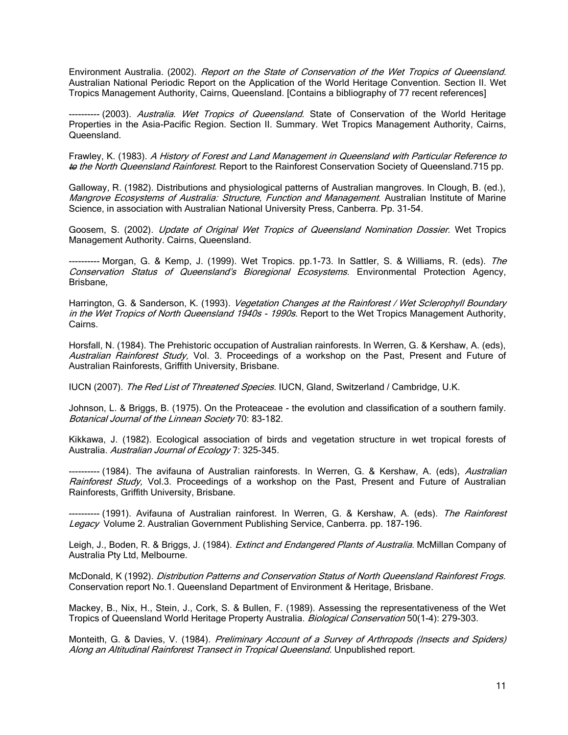Environment Australia. (2002). *Report on the State of Conservation of the Wet Tropics of Queensland*. Australian National Periodic Report on the Application of the World Heritage Convention. Section II. Wet Tropics Management Authority, Cairns, Queensland. [Contains a bibliography of 77 recent references]

---------- (2003). *Australia. Wet Tropics of Queensland*. State of Conservation of the World Heritage Properties in the Asia-Pacific Region. Section II. Summary. Wet Tropics Management Authority, Cairns, Queensland.

Frawley, K. (1983). *A History of Forest and Land Management in Queensland with Particular Reference to ~~to~~ the North Queensland Rainforest*. Report to the Rainforest Conservation Society of Queensland.715 pp.

Galloway, R. (1982). Distributions and physiological patterns of Australian mangroves. In Clough, B. (ed.), *Mangrove Ecosystems of Australia: Structure, Function and Management*. Australian Institute of Marine Science, in association with Australian National University Press, Canberra. Pp. 31-54.

Goosem, S. (2002). *Update of Original Wet Tropics of Queensland Nomination Dossier*. Wet Tropics Management Authority. Cairns, Queensland.

---------- Morgan, G. & Kemp, J. (1999). Wet Tropics. pp.1-73. In Sattler, S. & Williams, R. (eds). *The Conservation Status of Queensland's Bioregional Ecosystems.* Environmental Protection Agency, Brisbane,

Harrington, G. & Sanderson, K. (1993). *Vegetation Changes at the Rainforest / Wet Sclerophyll Boundary in the Wet Tropics of North Queensland 1940s - 1990s*. Report to the Wet Tropics Management Authority, Cairns.

Horsfall, N. (1984). The Prehistoric occupation of Australian rainforests. In Werren, G. & Kershaw, A. (eds), *Australian Rainforest Study,* Vol. 3. Proceedings of a workshop on the Past, Present and Future of Australian Rainforests, Griffith University, Brisbane.

IUCN (2007). *The Red List of Threatened Species*. IUCN, Gland, Switzerland / Cambridge, U.K.

Johnson, L. & Briggs, B. (1975). On the Proteaceae - the evolution and classification of a southern family. *Botanical Journal of the Linnean Society* 70: 83-182.

Kikkawa, J. (1982). Ecological association of birds and vegetation structure in wet tropical forests of Australia. *Australian Journal of Ecology* 7: 325-345.

---------- (1984). The avifauna of Australian rainforests. In Werren, G. & Kershaw, A. (eds), *Australian Rainforest Study,* Vol.3. Proceedings of a workshop on the Past, Present and Future of Australian Rainforests, Griffith University, Brisbane.

---------- (1991). Avifauna of Australian rainforest. In Werren, G. & Kershaw, A. (eds). *The Rainforest Legacy* Volume 2. Australian Government Publishing Service, Canberra. pp. 187-196.

Leigh, J., Boden, R. & Briggs, J. (1984). *Extinct and Endangered Plants of Australia*. McMillan Company of Australia Pty Ltd, Melbourne.

McDonald, K (1992). *Distribution Patterns and Conservation Status of North Queensland Rainforest Frogs.* Conservation report No.1. Queensland Department of Environment & Heritage, Brisbane.

Mackey, B., Nix, H., Stein, J., Cork, S. & Bullen, F. (1989). Assessing the representativeness of the Wet Tropics of Queensland World Heritage Property Australia. *Biological Conservation* 50(1-4): 279-303.

Monteith, G. & Davies, V. (1984). *Preliminary Account of a Survey of Arthropods (Insects and Spiders) Along an Altitudinal Rainforest Transect in Tropical Queensland*. Unpublished report.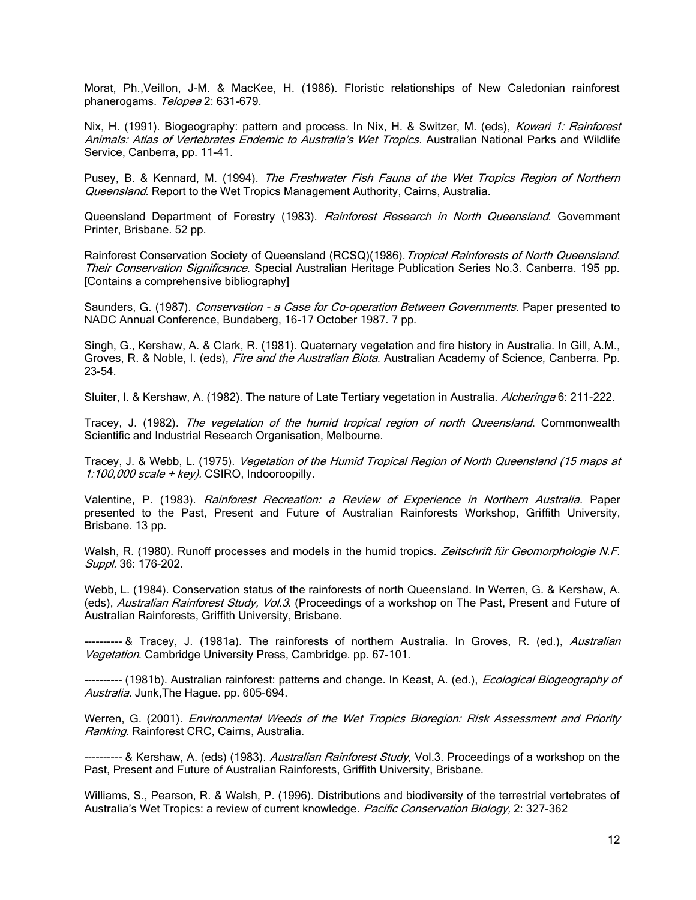Morat, Ph.,Veillon, J-M. & MacKee, H. (1986). Floristic relationships of New Caledonian rainforest phanerogams. *Telopea* 2: 631-679.

Nix, H. (1991). Biogeography: pattern and process. In Nix, H. & Switzer, M. (eds), *Kowari 1: Rainforest Animals: Atlas of Vertebrates Endemic to Australia's Wet Tropics*. Australian National Parks and Wildlife Service, Canberra, pp. 11-41.

Pusey, B. & Kennard, M. (1994). *The Freshwater Fish Fauna of the Wet Tropics Region of Northern Queensland*. Report to the Wet Tropics Management Authority, Cairns, Australia.

Queensland Department of Forestry (1983). *Rainforest Research in North Queensland*. Government Printer, Brisbane. 52 pp.

Rainforest Conservation Society of Queensland (RCSQ)(1986). *Tropical Rainforests of North Queensland. Their Conservation Significance*. Special Australian Heritage Publication Series No.3. Canberra. 195 pp. [Contains a comprehensive bibliography]

Saunders, G. (1987). *Conservation - a Case for Co-operation Between Governments*. Paper presented to NADC Annual Conference, Bundaberg, 16-17 October 1987. 7 pp.

Singh, G., Kershaw, A. & Clark, R. (1981). Quaternary vegetation and fire history in Australia. In Gill, A.M., Groves, R. & Noble, I. (eds), *Fire and the Australian Biota*. Australian Academy of Science, Canberra. Pp. 23-54.

Sluiter, I. & Kershaw, A. (1982). The nature of Late Tertiary vegetation in Australia. *Alcheringa* 6: 211-222.

Tracey, J. (1982). *The vegetation of the humid tropical region of north Queensland*. Commonwealth Scientific and Industrial Research Organisation, Melbourne.

Tracey, J. & Webb, L. (1975). *Vegetation of the Humid Tropical Region of North Queensland (15 maps at 1:100,000 scale + key)*. CSIRO, Indooroopilly.

Valentine, P. (1983). *Rainforest Recreation: a Review of Experience in Northern Australia*. Paper presented to the Past, Present and Future of Australian Rainforests Workshop, Griffith University, Brisbane. 13 pp.

Walsh, R. (1980). Runoff processes and models in the humid tropics. *Zeitschrift für Geomorphologie N.F. Suppl.* 36: 176-202.

Webb, L. (1984). Conservation status of the rainforests of north Queensland. In Werren, G. & Kershaw, A. (eds), *Australian Rainforest Study, Vol.3*. (Proceedings of a workshop on The Past, Present and Future of Australian Rainforests, Griffith University, Brisbane.

---------- & Tracey, J. (1981a). The rainforests of northern Australia. In Groves, R. (ed.), *Australian Vegetation*. Cambridge University Press, Cambridge. pp. 67-101.

---------- (1981b). Australian rainforest: patterns and change. In Keast, A. (ed.), *Ecological Biogeography of Australia*. Junk,The Hague. pp. 605-694.

Werren, G. (2001). *Environmental Weeds of the Wet Tropics Bioregion: Risk Assessment and Priority Ranking.* Rainforest CRC, Cairns, Australia.

---------- & Kershaw, A. (eds) (1983). *Australian Rainforest Study,* Vol.3. Proceedings of a workshop on the Past, Present and Future of Australian Rainforests, Griffith University, Brisbane.

Williams, S., Pearson, R. & Walsh, P. (1996). Distributions and biodiversity of the terrestrial vertebrates of Australia's Wet Tropics: a review of current knowledge. *Pacific Conservation Biology,* 2: 327-362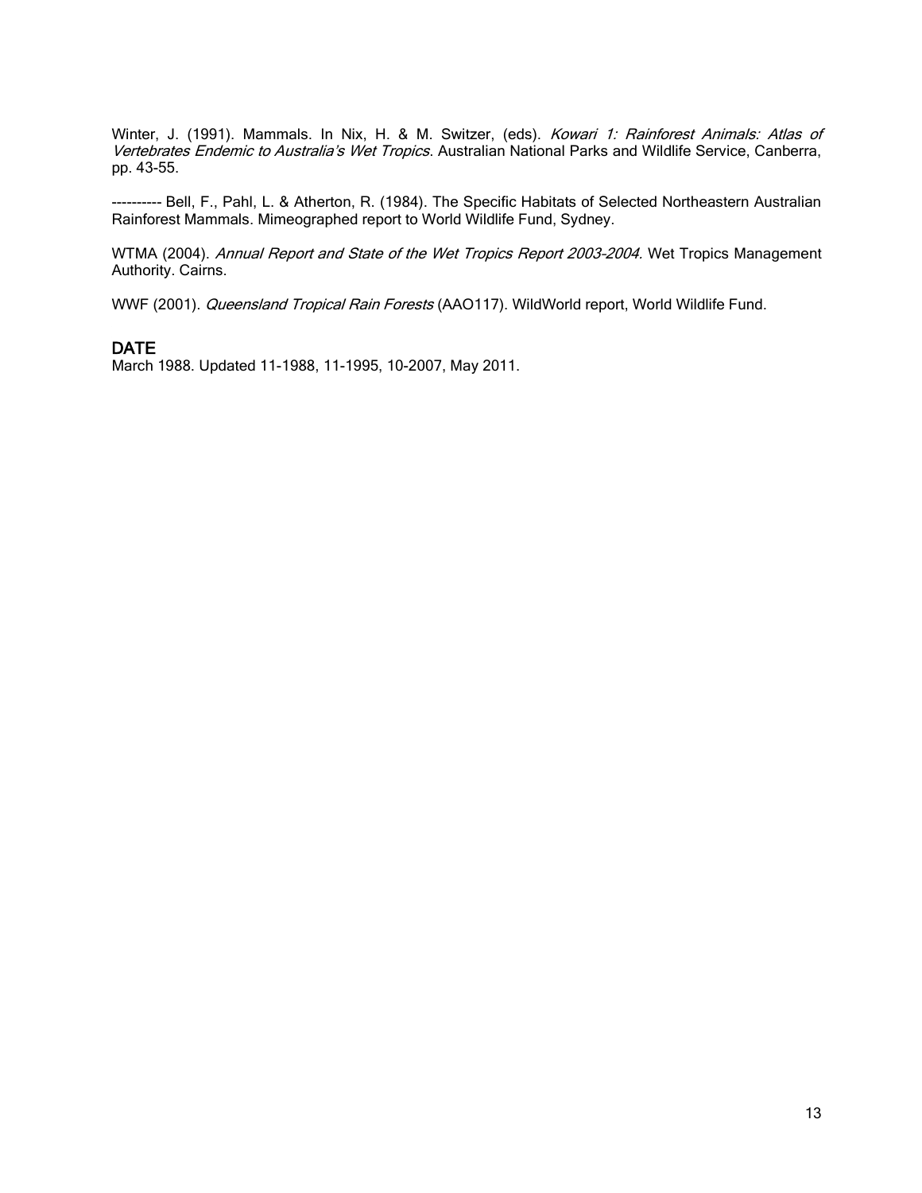Winter, J. (1991). Mammals. In Nix, H. & M. Switzer, (eds). *Kowari 1: Rainforest Animals: Atlas of Vertebrates Endemic to Australia's Wet Tropics*. Australian National Parks and Wildlife Service, Canberra, pp. 43-55.

---------- Bell, F., Pahl, L. & Atherton, R. (1984). The Specific Habitats of Selected Northeastern Australian Rainforest Mammals. Mimeographed report to World Wildlife Fund, Sydney.

WTMA (2004). *Annual Report and State of the Wet Tropics Report 2003-2004.* Wet Tropics Management Authority. Cairns.

WWF (2001). *Queensland Tropical Rain Forests* (AAO117). WildWorld report, World Wildlife Fund.

## DATE

March 1988. Updated 11-1988, 11-1995, 10-2007, May 2011.